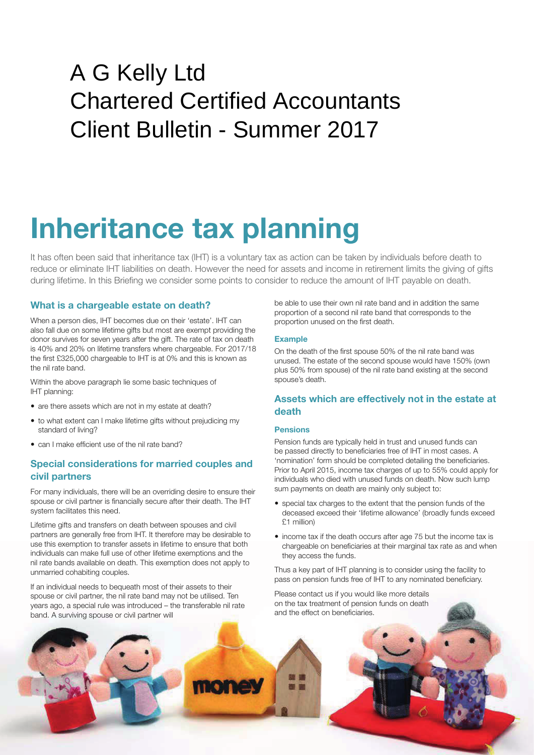# A G Kelly Ltd
# Chartered Certified Accountants
# Client Bulletin - Summer 2017

# Inheritance tax planning

It has often been said that inheritance tax (IHT) is a voluntary tax as action can be taken by individuals before death to reduce or eliminate IHT liabilities on death. However the need for assets and income in retirement limits the giving of gifts during lifetime. In this Briefing we consider some points to consider to reduce the amount of IHT payable on death.

### What is a chargeable estate on death?

When a person dies, IHT becomes due on their 'estate'. IHT can also fall due on some lifetime gifts but most are exempt providing the donor survives for seven years after the gift. The rate of tax on death is 40% and 20% on lifetime transfers where chargeable. For 2017/18 the first £325,000 chargeable to IHT is at 0% and this is known as the nil rate band.

Within the above paragraph lie some basic techniques of IHT planning:

- are there assets which are not in my estate at death?
- to what extent can I make lifetime gifts without prejudicing my standard of living?
- can I make efficient use of the nil rate band?

### Special considerations for married couples and civil partners

For many individuals, there will be an overriding desire to ensure their spouse or civil partner is financially secure after their death. The IHT system facilitates this need.

Lifetime gifts and transfers on death between spouses and civil partners are generally free from IHT. It therefore may be desirable to use this exemption to transfer assets in lifetime to ensure that both individuals can make full use of other lifetime exemptions and the nil rate bands available on death. This exemption does not apply to unmarried cohabiting couples.

If an individual needs to bequeath most of their assets to their spouse or civil partner, the nil rate band may not be utilised. Ten years ago, a special rule was introduced – the transferable nil rate band. A surviving spouse or civil partner will be able to use their own nil rate band and in addition the same proportion of a second nil rate band that corresponds to the proportion unused on the first death.

#### Example

On the death of the first spouse 50% of the nil rate band was unused. The estate of the second spouse would have 150% (own plus 50% from spouse) of the nil rate band existing at the second spouse's death.

### Assets which are effectively not in the estate at death

#### Pensions

Pension funds are typically held in trust and unused funds can be passed directly to beneficiaries free of IHT in most cases. A 'nomination' form should be completed detailing the beneficiaries. Prior to April 2015, income tax charges of up to 55% could apply for individuals who died with unused funds on death. Now such lump sum payments on death are mainly only subject to:

- special tax charges to the extent that the pension funds of the deceased exceed their 'lifetime allowance' (broadly funds exceed £1 million)
- income tax if the death occurs after age 75 but the income tax is chargeable on beneficiaries at their marginal tax rate as and when they access the funds.

Thus a key part of IHT planning is to consider using the facility to pass on pension funds free of IHT to any nominated beneficiary.

Please contact us if you would like more details on the tax treatment of pension funds on death and the effect on beneficiaries.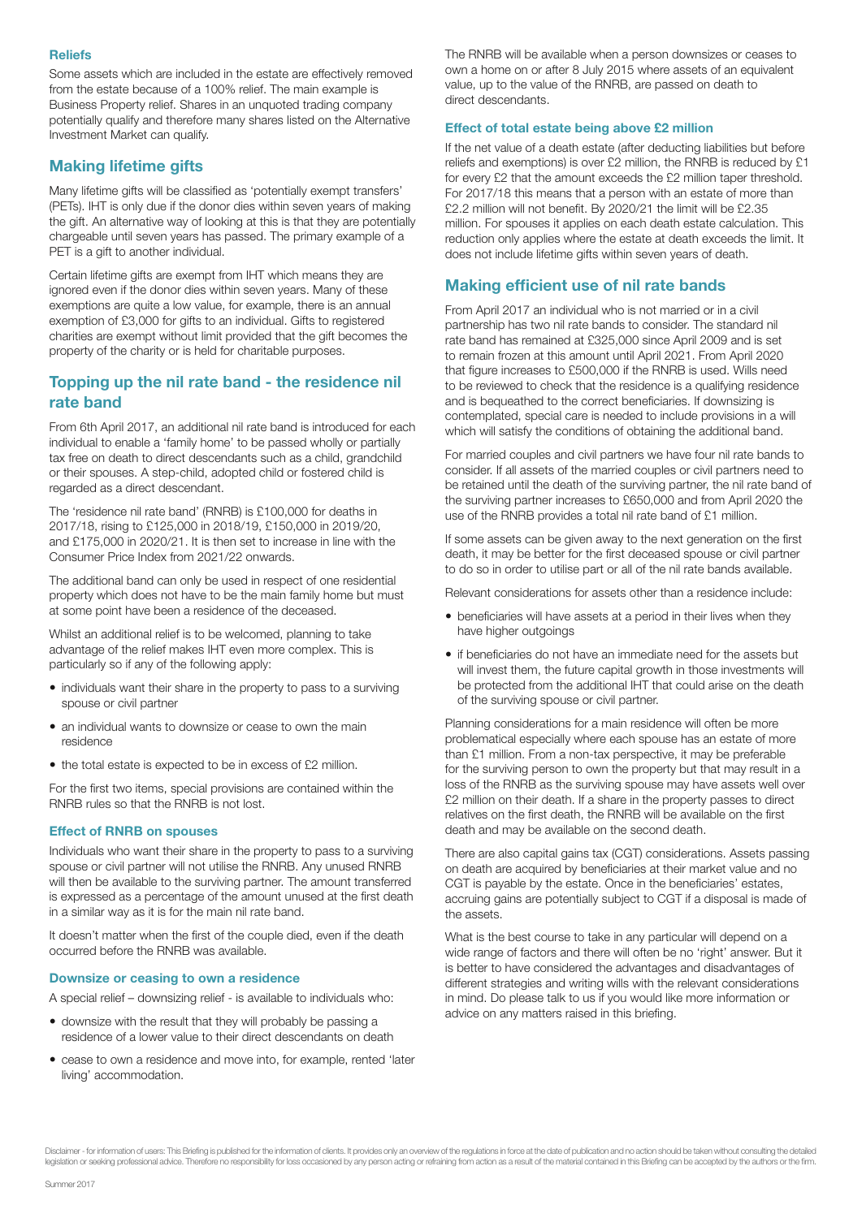### Reliefs

Some assets which are included in the estate are effectively removed from the estate because of a 100% relief. The main example is Business Property relief. Shares in an unquoted trading company potentially qualify and therefore many shares listed on the Alternative Investment Market can qualify.

## Making lifetime gifts

Many lifetime gifts will be classified as 'potentially exempt transfers' (PETs). IHT is only due if the donor dies within seven years of making the gift. An alternative way of looking at this is that they are potentially chargeable until seven years has passed. The primary example of a PET is a gift to another individual.

Certain lifetime gifts are exempt from IHT which means they are ignored even if the donor dies within seven years. Many of these exemptions are quite a low value, for example, there is an annual exemption of £3,000 for gifts to an individual. Gifts to registered charities are exempt without limit provided that the gift becomes the property of the charity or is held for charitable purposes.

## Topping up the nil rate band - the residence nil rate band

From 6th April 2017, an additional nil rate band is introduced for each individual to enable a 'family home' to be passed wholly or partially tax free on death to direct descendants such as a child, grandchild or their spouses. A step-child, adopted child or fostered child is regarded as a direct descendant.

The 'residence nil rate band' (RNRB) is £100,000 for deaths in 2017/18, rising to £125,000 in 2018/19, £150,000 in 2019/20, and £175,000 in 2020/21. It is then set to increase in line with the Consumer Price Index from 2021/22 onwards.

The additional band can only be used in respect of one residential property which does not have to be the main family home but must at some point have been a residence of the deceased.

Whilst an additional relief is to be welcomed, planning to take advantage of the relief makes IHT even more complex. This is particularly so if any of the following apply:

- individuals want their share in the property to pass to a surviving spouse or civil partner
- an individual wants to downsize or cease to own the main residence
- the total estate is expected to be in excess of £2 million.

For the first two items, special provisions are contained within the RNRB rules so that the RNRB is not lost.

### Effect of RNRB on spouses

Individuals who want their share in the property to pass to a surviving spouse or civil partner will not utilise the RNRB. Any unused RNRB will then be available to the surviving partner. The amount transferred is expressed as a percentage of the amount unused at the first death in a similar way as it is for the main nil rate band.

It doesn't matter when the first of the couple died, even if the death occurred before the RNRB was available.

### Downsize or ceasing to own a residence

A special relief – downsizing relief - is available to individuals who:

- downsize with the result that they will probably be passing a residence of a lower value to their direct descendants on death
- cease to own a residence and move into, for example, rented 'later living' accommodation.

The RNRB will be available when a person downsizes or ceases to own a home on or after 8 July 2015 where assets of an equivalent value, up to the value of the RNRB, are passed on death to direct descendants.

### Effect of total estate being above £2 million

If the net value of a death estate (after deducting liabilities but before reliefs and exemptions) is over £2 million, the RNRB is reduced by £1 for every £2 that the amount exceeds the £2 million taper threshold. For 2017/18 this means that a person with an estate of more than £2.2 million will not benefit. By 2020/21 the limit will be £2.35 million. For spouses it applies on each death estate calculation. This reduction only applies where the estate at death exceeds the limit. It does not include lifetime gifts within seven years of death.

## Making efficient use of nil rate bands

From April 2017 an individual who is not married or in a civil partnership has two nil rate bands to consider. The standard nil rate band has remained at £325,000 since April 2009 and is set to remain frozen at this amount until April 2021. From April 2020 that figure increases to £500,000 if the RNRB is used. Wills need to be reviewed to check that the residence is a qualifying residence and is bequeathed to the correct beneficiaries. If downsizing is contemplated, special care is needed to include provisions in a will which will satisfy the conditions of obtaining the additional band.

For married couples and civil partners we have four nil rate bands to consider. If all assets of the married couples or civil partners need to be retained until the death of the surviving partner, the nil rate band of the surviving partner increases to £650,000 and from April 2020 the use of the RNRB provides a total nil rate band of £1 million.

If some assets can be given away to the next generation on the first death, it may be better for the first deceased spouse or civil partner to do so in order to utilise part or all of the nil rate bands available.

Relevant considerations for assets other than a residence include:

- beneficiaries will have assets at a period in their lives when they have higher outgoings
- if beneficiaries do not have an immediate need for the assets but will invest them, the future capital growth in those investments will be protected from the additional IHT that could arise on the death of the surviving spouse or civil partner.

Planning considerations for a main residence will often be more problematical especially where each spouse has an estate of more than £1 million. From a non-tax perspective, it may be preferable for the surviving person to own the property but that may result in a loss of the RNRB as the surviving spouse may have assets well over £2 million on their death. If a share in the property passes to direct relatives on the first death, the RNRB will be available on the first death and may be available on the second death.

There are also capital gains tax (CGT) considerations. Assets passing on death are acquired by beneficiaries at their market value and no CGT is payable by the estate. Once in the beneficiaries' estates, accruing gains are potentially subject to CGT if a disposal is made of the assets.

What is the best course to take in any particular will depend on a wide range of factors and there will often be no 'right' answer. But it is better to have considered the advantages and disadvantages of different strategies and writing wills with the relevant considerations in mind. Do please talk to us if you would like more information or advice on any matters raised in this briefing.

Disclaimer - for information of users: This Briefing is published for the information of clients. It provides only an overview of the regulations in force at the date of publication and no action should be taken without consulting the detailed legislation or seeking professional advice. Therefore no responsibility for loss occasioned by any person acting or refraining from action as a result of the material contained in this Briefing can be accepted by the authors or the firm.

Summer 2017